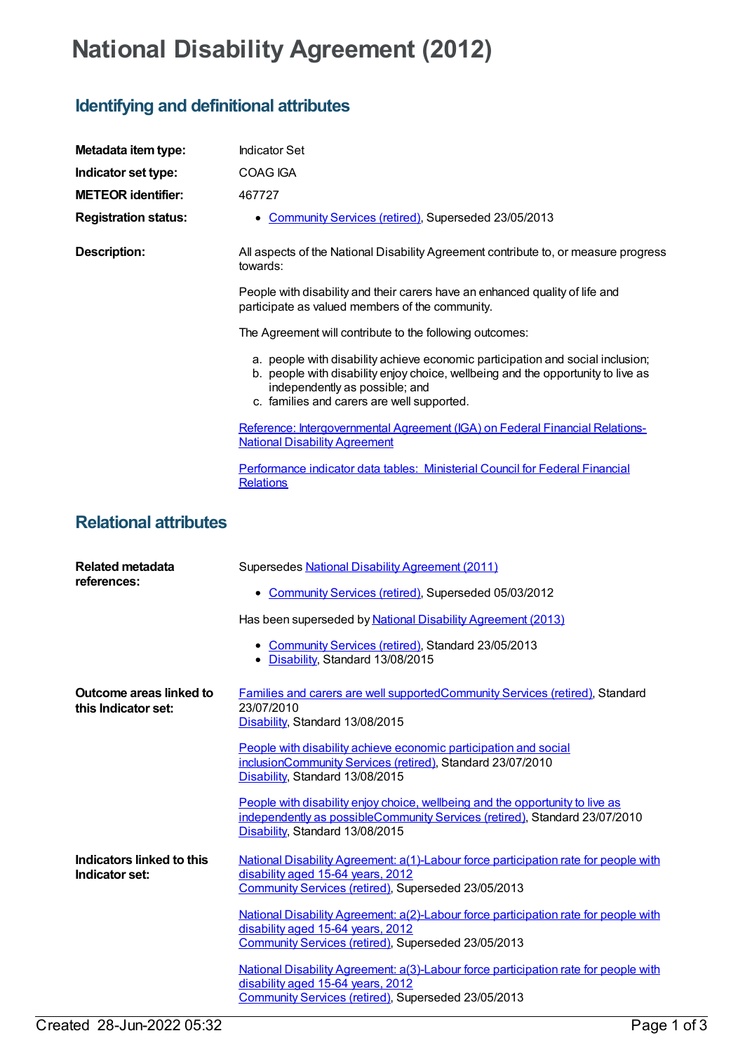# National Disability Agreement (2012)

## Identifying and definitional attributes

| | |
|---|---|
| **Metadata item type:** | Indicator Set |
| **Indicator set type:** | COAG IGA |
| **METEOR identifier:** | 467727 |
| **Registration status:** | • Community Services (retired), Superseded 23/05/2013 |

**Description:**

All aspects of the National Disability Agreement contribute to, or measure progress towards:

People with disability and their carers have an enhanced quality of life and participate as valued members of the community.

The Agreement will contribute to the following outcomes:

a. people with disability achieve economic participation and social inclusion;
b. people with disability enjoy choice, wellbeing and the opportunity to live as independently as possible; and
c. families and carers are well supported.

Reference: Intergovernmental Agreement (IGA) on Federal Financial Relations- National Disability Agreement

Performance indicator data tables: Ministerial Council for Federal Financial Relations

## Relational attributes

**Related metadata references:**

Supersedes National Disability Agreement (2011)

- Community Services (retired), Superseded 05/03/2012

Has been superseded by National Disability Agreement (2013)

- Community Services (retired), Standard 23/05/2013
- Disability, Standard 13/08/2015

**Outcome areas linked to this Indicator set:**

Families and carers are well supportedCommunity Services (retired), Standard 23/07/2010
Disability, Standard 13/08/2015

People with disability achieve economic participation and social inclusionCommunity Services (retired), Standard 23/07/2010
Disability, Standard 13/08/2015

People with disability enjoy choice, wellbeing and the opportunity to live as independently as possibleCommunity Services (retired), Standard 23/07/2010
Disability, Standard 13/08/2015

**Indicators linked to this Indicator set:**

National Disability Agreement: a(1)-Labour force participation rate for people with disability aged 15-64 years, 2012
Community Services (retired), Superseded 23/05/2013

National Disability Agreement: a(2)-Labour force participation rate for people with disability aged 15-64 years, 2012
Community Services (retired), Superseded 23/05/2013

National Disability Agreement: a(3)-Labour force participation rate for people with disability aged 15-64 years, 2012
Community Services (retired), Superseded 23/05/2013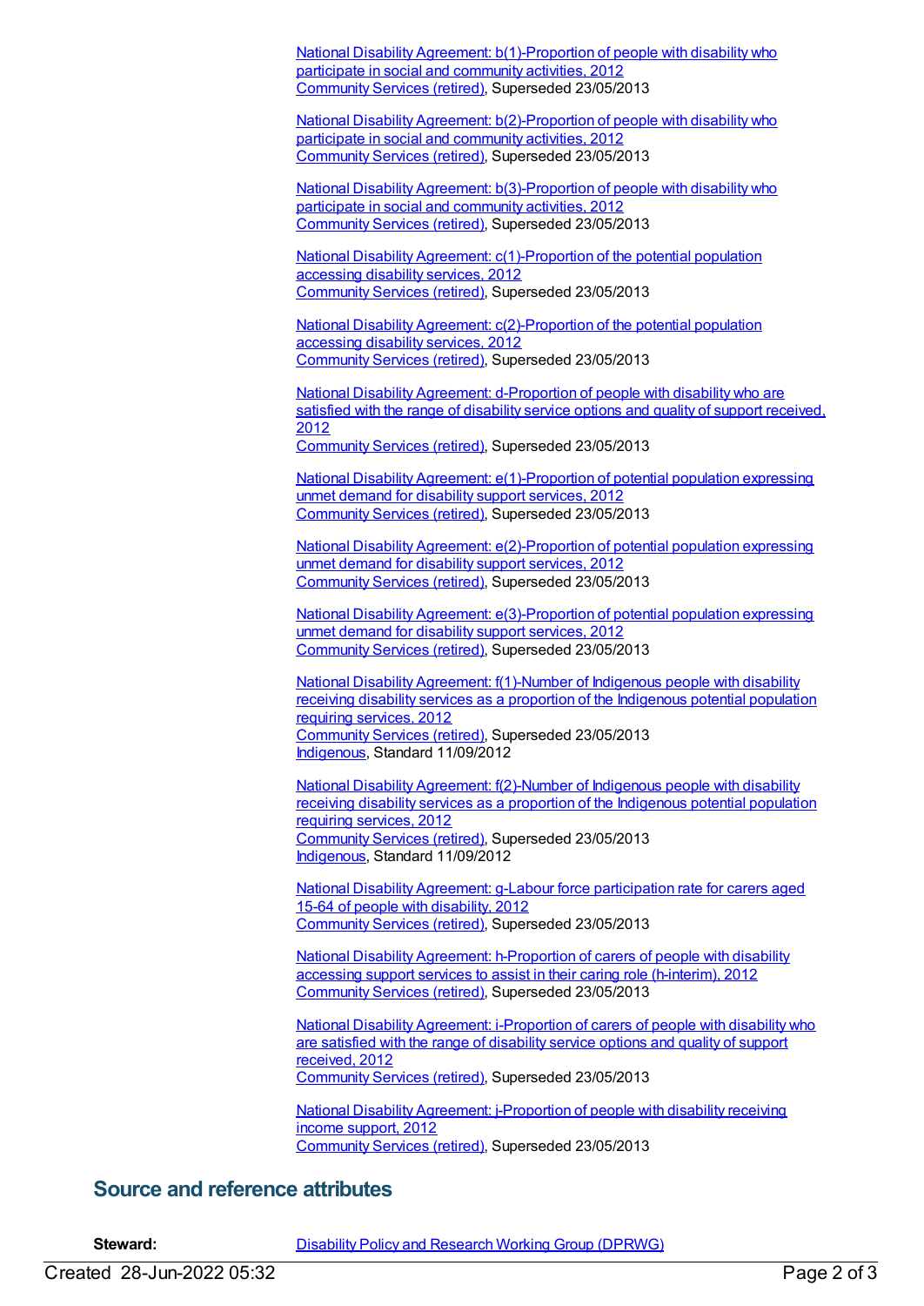National Disability Agreement: b(1)-Proportion of people with disability who participate in social and community activities, 2012
Community Services (retired), Superseded 23/05/2013

National Disability Agreement: b(2)-Proportion of people with disability who participate in social and community activities, 2012
Community Services (retired), Superseded 23/05/2013

National Disability Agreement: b(3)-Proportion of people with disability who participate in social and community activities, 2012
Community Services (retired), Superseded 23/05/2013

National Disability Agreement: c(1)-Proportion of the potential population accessing disability services, 2012
Community Services (retired), Superseded 23/05/2013

National Disability Agreement: c(2)-Proportion of the potential population accessing disability services, 2012
Community Services (retired), Superseded 23/05/2013

National Disability Agreement: d-Proportion of people with disability who are satisfied with the range of disability service options and quality of support received, 2012
Community Services (retired), Superseded 23/05/2013

National Disability Agreement: e(1)-Proportion of potential population expressing unmet demand for disability support services, 2012
Community Services (retired), Superseded 23/05/2013

National Disability Agreement: e(2)-Proportion of potential population expressing unmet demand for disability support services, 2012
Community Services (retired), Superseded 23/05/2013

National Disability Agreement: e(3)-Proportion of potential population expressing unmet demand for disability support services, 2012
Community Services (retired), Superseded 23/05/2013

National Disability Agreement: f(1)-Number of Indigenous people with disability receiving disability services as a proportion of the Indigenous potential population requiring services, 2012
Community Services (retired), Superseded 23/05/2013
Indigenous, Standard 11/09/2012

National Disability Agreement: f(2)-Number of Indigenous people with disability receiving disability services as a proportion of the Indigenous potential population requiring services, 2012
Community Services (retired), Superseded 23/05/2013
Indigenous, Standard 11/09/2012

National Disability Agreement: g-Labour force participation rate for carers aged 15-64 of people with disability, 2012
Community Services (retired), Superseded 23/05/2013

National Disability Agreement: h-Proportion of carers of people with disability accessing support services to assist in their caring role (h-interim), 2012
Community Services (retired), Superseded 23/05/2013

National Disability Agreement: i-Proportion of carers of people with disability who are satisfied with the range of disability service options and quality of support received, 2012
Community Services (retired), Superseded 23/05/2013

National Disability Agreement: j-Proportion of people with disability receiving income support, 2012
Community Services (retired), Superseded 23/05/2013

## Source and reference attributes

**Steward:** Disability Policy and Research Working Group (DPRWG)